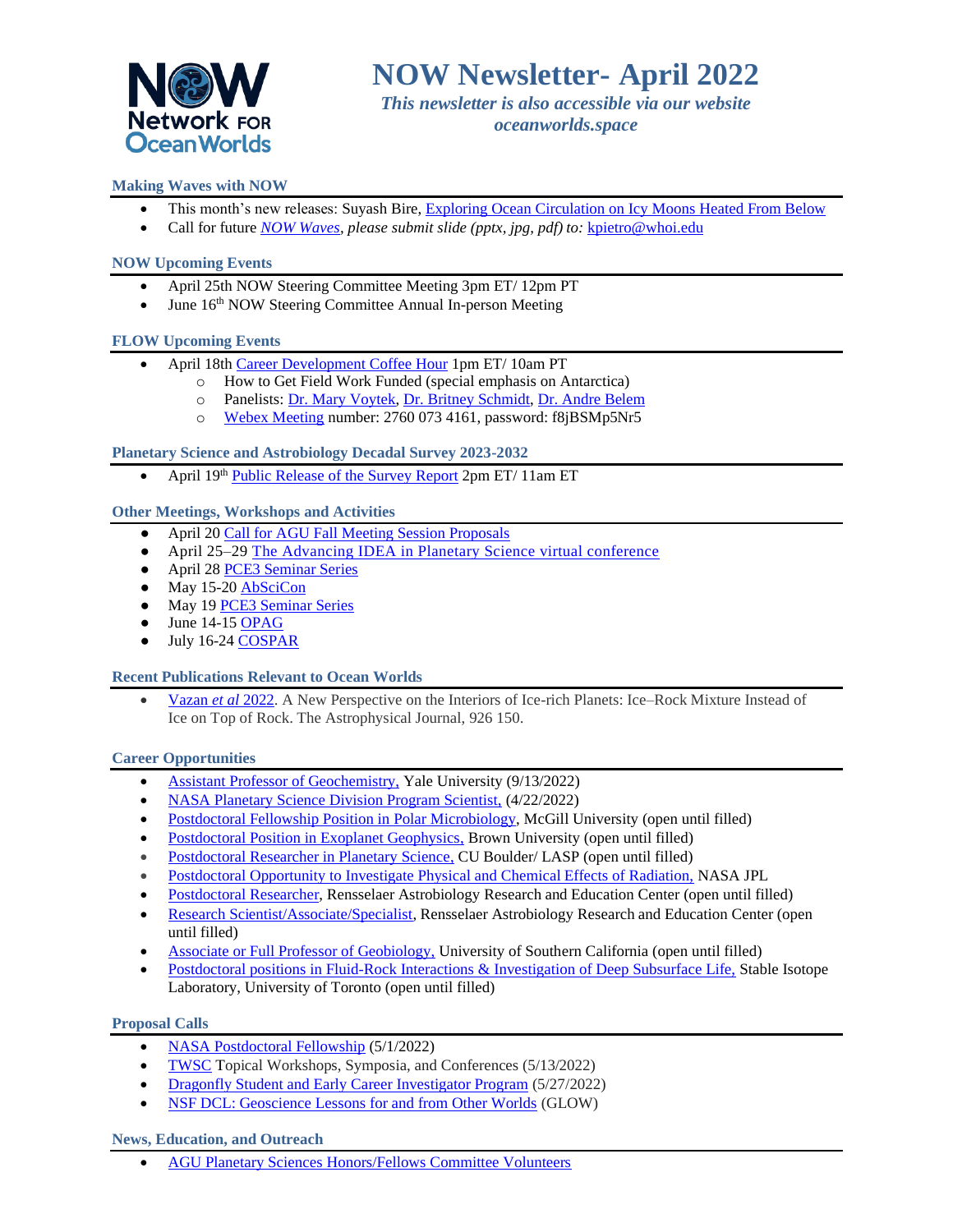# NOW Newsletter- April 2022

*This newsletter is also accessible via our website oceanworlds.space*

### Making Waves with NOW

- This month's new releases: Suyash Bire, Exploring Ocean Circulation on Icy Moons Heated From Below
- Call for future *NOW Waves, please submit slide (pptx, jpg, pdf) to:* kpietro@whoi.edu

### NOW Upcoming Events

- April 25th NOW Steering Committee Meeting 3pm ET/ 12pm PT
- June 16th NOW Steering Committee Annual In-person Meeting

### FLOW Upcoming Events

- April 18th Career Development Coffee Hour 1pm ET/ 10am PT
  - How to Get Field Work Funded (special emphasis on Antarctica)
  - Panelists: Dr. Mary Voytek, Dr. Britney Schmidt, Dr. Andre Belem
  - Webex Meeting number: 2760 073 4161, password: f8jBSMp5Nr5

### Planetary Science and Astrobiology Decadal Survey 2023-2032

- April 19th Public Release of the Survey Report 2pm ET/ 11am ET

### Other Meetings, Workshops and Activities

- April 20 Call for AGU Fall Meeting Session Proposals
- April 25–29 The Advancing IDEA in Planetary Science virtual conference
- April 28 PCE3 Seminar Series
- May 15-20 AbSciCon
- May 19 PCE3 Seminar Series
- June 14-15 OPAG
- July 16-24 COSPAR

### Recent Publications Relevant to Ocean Worlds

- Vazan *et al* 2022. A New Perspective on the Interiors of Ice-rich Planets: Ice–Rock Mixture Instead of Ice on Top of Rock. The Astrophysical Journal, 926 150.

### Career Opportunities

- Assistant Professor of Geochemistry, Yale University (9/13/2022)
- NASA Planetary Science Division Program Scientist, (4/22/2022)
- Postdoctoral Fellowship Position in Polar Microbiology, McGill University (open until filled)
- Postdoctoral Position in Exoplanet Geophysics, Brown University (open until filled)
- Postdoctoral Researcher in Planetary Science, CU Boulder/ LASP (open until filled)
- Postdoctoral Opportunity to Investigate Physical and Chemical Effects of Radiation, NASA JPL
- Postdoctoral Researcher, Rensselaer Astrobiology Research and Education Center (open until filled)
- Research Scientist/Associate/Specialist, Rensselaer Astrobiology Research and Education Center (open until filled)
- Associate or Full Professor of Geobiology, University of Southern California (open until filled)
- Postdoctoral positions in Fluid-Rock Interactions & Investigation of Deep Subsurface Life, Stable Isotope Laboratory, University of Toronto (open until filled)

### Proposal Calls

- NASA Postdoctoral Fellowship (5/1/2022)
- TWSC Topical Workshops, Symposia, and Conferences (5/13/2022)
- Dragonfly Student and Early Career Investigator Program (5/27/2022)
- NSF DCL: Geoscience Lessons for and from Other Worlds (GLOW)

### News, Education, and Outreach

- AGU Planetary Sciences Honors/Fellows Committee Volunteers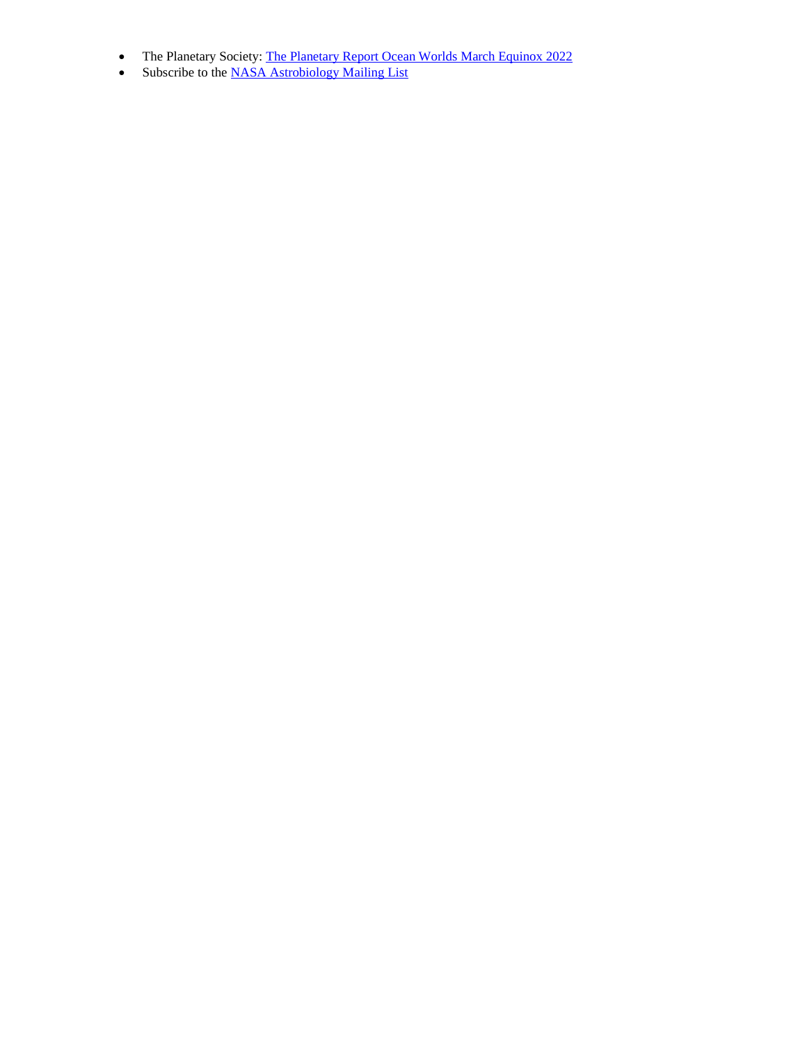- The Planetary Society: The Planetary Report Ocean Worlds March Equinox 2022
- Subscribe to the NASA Astrobiology Mailing List